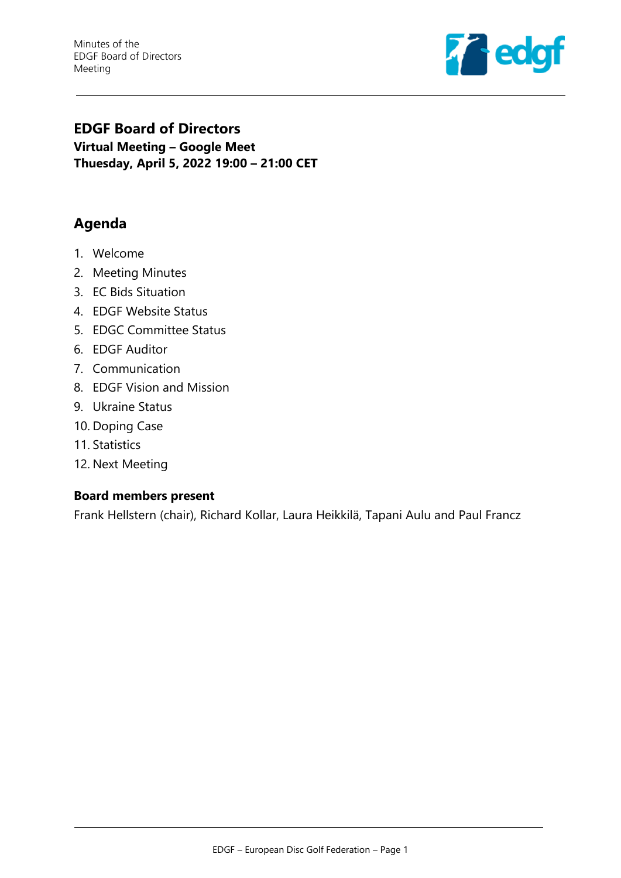# EDGF Board of Directors

**Virtual Meeting – Google Meet**
**Thuesday, April 5, 2022 19:00 – 21:00 CET**

## Agenda

1. Welcome
2. Meeting Minutes
3. EC Bids Situation
4. EDGF Website Status
5. EDGC Committee Status
6. EDGF Auditor
7. Communication
8. EDGF Vision and Mission
9. Ukraine Status
10. Doping Case
11. Statistics
12. Next Meeting

**Board members present**

Frank Hellstern (chair), Richard Kollar, Laura Heikkilä, Tapani Aulu and Paul Francz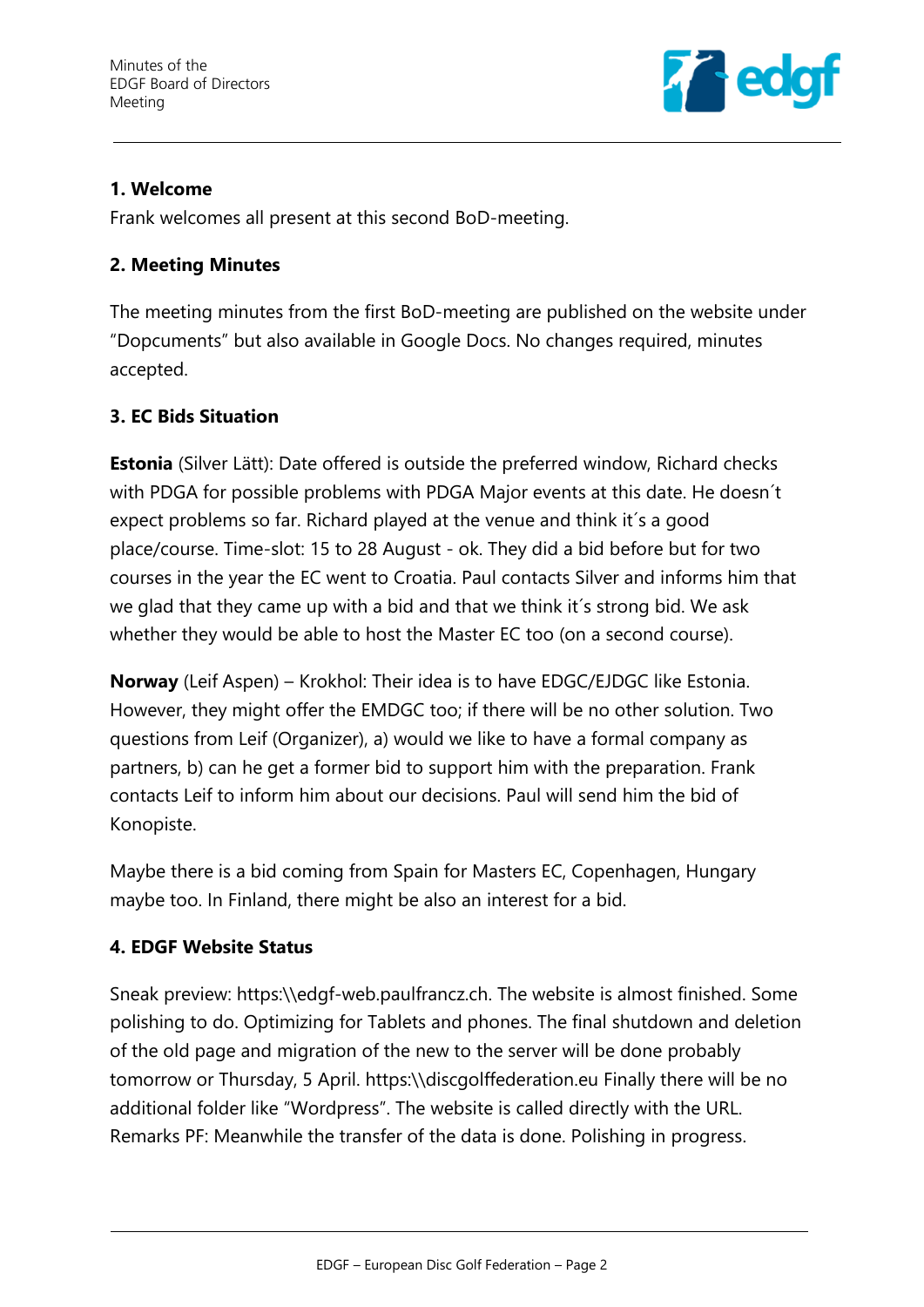## 1. Welcome

Frank welcomes all present at this second BoD-meeting.

## 2. Meeting Minutes

The meeting minutes from the first BoD-meeting are published on the website under "Dopcuments" but also available in Google Docs. No changes required, minutes accepted.

## 3. EC Bids Situation

**Estonia** (Silver Lätt): Date offered is outside the preferred window, Richard checks with PDGA for possible problems with PDGA Major events at this date. He doesn´t expect problems so far. Richard played at the venue and think it´s a good place/course. Time-slot: 15 to 28 August - ok. They did a bid before but for two courses in the year the EC went to Croatia. Paul contacts Silver and informs him that we glad that they came up with a bid and that we think it´s strong bid. We ask whether they would be able to host the Master EC too (on a second course).

**Norway** (Leif Aspen) – Krokhol: Their idea is to have EDGC/EJDGC like Estonia. However, they might offer the EMDGC too; if there will be no other solution. Two questions from Leif (Organizer), a) would we like to have a formal company as partners, b) can he get a former bid to support him with the preparation. Frank contacts Leif to inform him about our decisions. Paul will send him the bid of Konopiste.

Maybe there is a bid coming from Spain for Masters EC, Copenhagen, Hungary maybe too. In Finland, there might be also an interest for a bid.

## 4. EDGF Website Status

Sneak preview: https:\\edgf-web.paulfrancz.ch. The website is almost finished. Some polishing to do. Optimizing for Tablets and phones. The final shutdown and deletion of the old page and migration of the new to the server will be done probably tomorrow or Thursday, 5 April. https:\\discgolffederation.eu Finally there will be no additional folder like "Wordpress". The website is called directly with the URL. Remarks PF: Meanwhile the transfer of the data is done. Polishing in progress.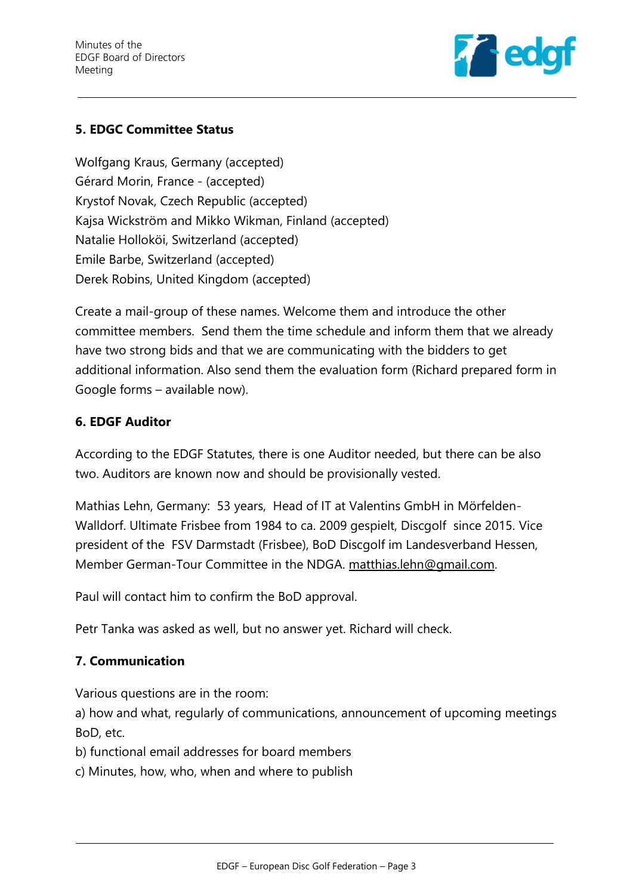### 5. EDGC Committee Status

Wolfgang Kraus, Germany (accepted)
Gérard Morin, France - (accepted)
Krystof Novak, Czech Republic (accepted)
Kajsa Wickström and Mikko Wikman, Finland (accepted)
Natalie Hollokоі, Switzerland (accepted)
Emile Barbe, Switzerland (accepted)
Derek Robins, United Kingdom (accepted)

Create a mail-group of these names. Welcome them and introduce the other committee members. Send them the time schedule and inform them that we already have two strong bids and that we are communicating with the bidders to get additional information. Also send them the evaluation form (Richard prepared form in Google forms – available now).

### 6. EDGF Auditor

According to the EDGF Statutes, there is one Auditor needed, but there can be also two. Auditors are known now and should be provisionally vested.

Mathias Lehn, Germany: 53 years, Head of IT at Valentins GmbH in Mörfelden-Walldorf. Ultimate Frisbee from 1984 to ca. 2009 gespielt, Discgolf since 2015. Vice president of the FSV Darmstadt (Frisbee), BoD Discgolf im Landesverband Hessen, Member German-Tour Committee in the NDGA. matthias.lehn@gmail.com.

Paul will contact him to confirm the BoD approval.

Petr Tanka was asked as well, but no answer yet. Richard will check.

### 7. Communication

Various questions are in the room:
a) how and what, regularly of communications, announcement of upcoming meetings BoD, etc.
b) functional email addresses for board members
c) Minutes, how, who, when and where to publish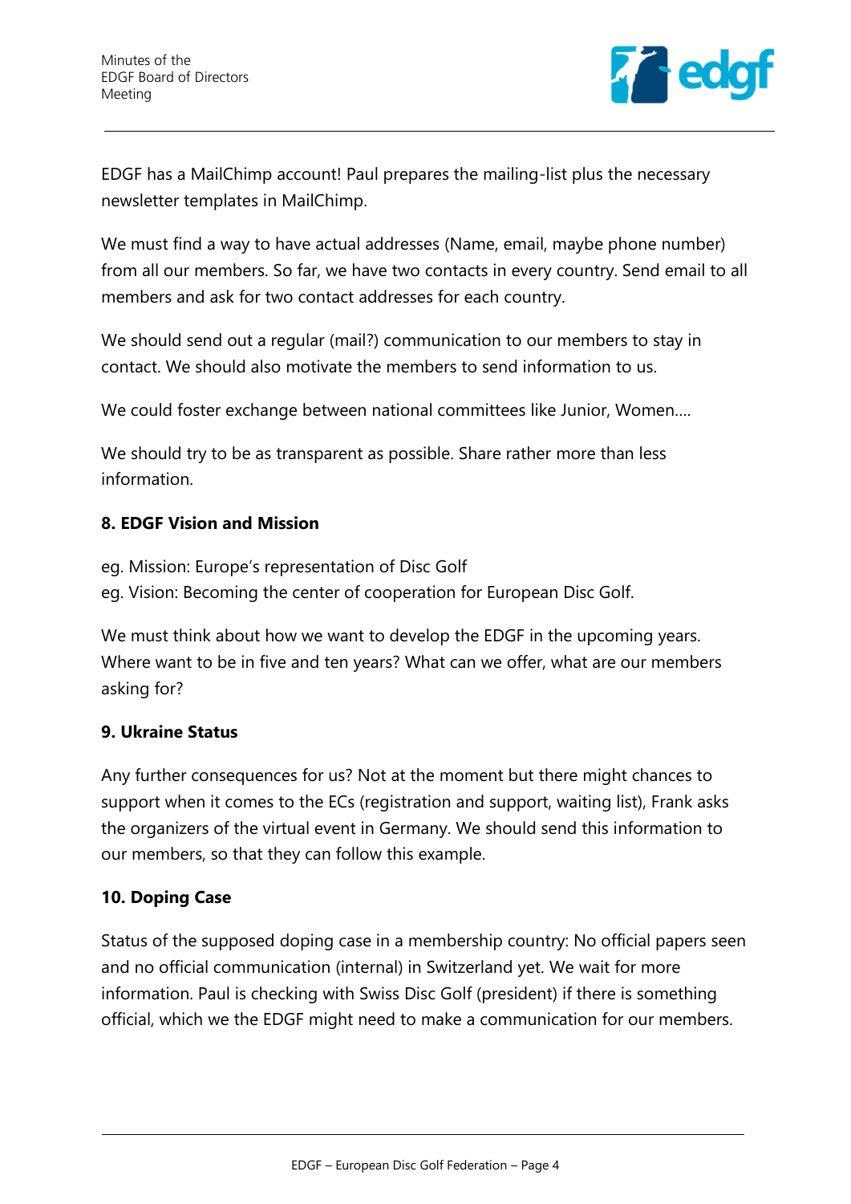EDGF has a MailChimp account! Paul prepares the mailing-list plus the necessary newsletter templates in MailChimp.

We must find a way to have actual addresses (Name, email, maybe phone number) from all our members. So far, we have two contacts in every country. Send email to all members and ask for two contact addresses for each country.

We should send out a regular (mail?) communication to our members to stay in contact. We should also motivate the members to send information to us.

We could foster exchange between national committees like Junior, Women….

We should try to be as transparent as possible. Share rather more than less information.

**8. EDGF Vision and Mission**

eg. Mission: Europe's representation of Disc Golf
eg. Vision: Becoming the center of cooperation for European Disc Golf.

We must think about how we want to develop the EDGF in the upcoming years. Where want to be in five and ten years? What can we offer, what are our members asking for?

**9. Ukraine Status**

Any further consequences for us? Not at the moment but there might chances to support when it comes to the ECs (registration and support, waiting list), Frank asks the organizers of the virtual event in Germany. We should send this information to our members, so that they can follow this example.

**10. Doping Case**

Status of the supposed doping case in a membership country: No official papers seen and no official communication (internal) in Switzerland yet. We wait for more information. Paul is checking with Swiss Disc Golf (president) if there is something official, which we the EDGF might need to make a communication for our members.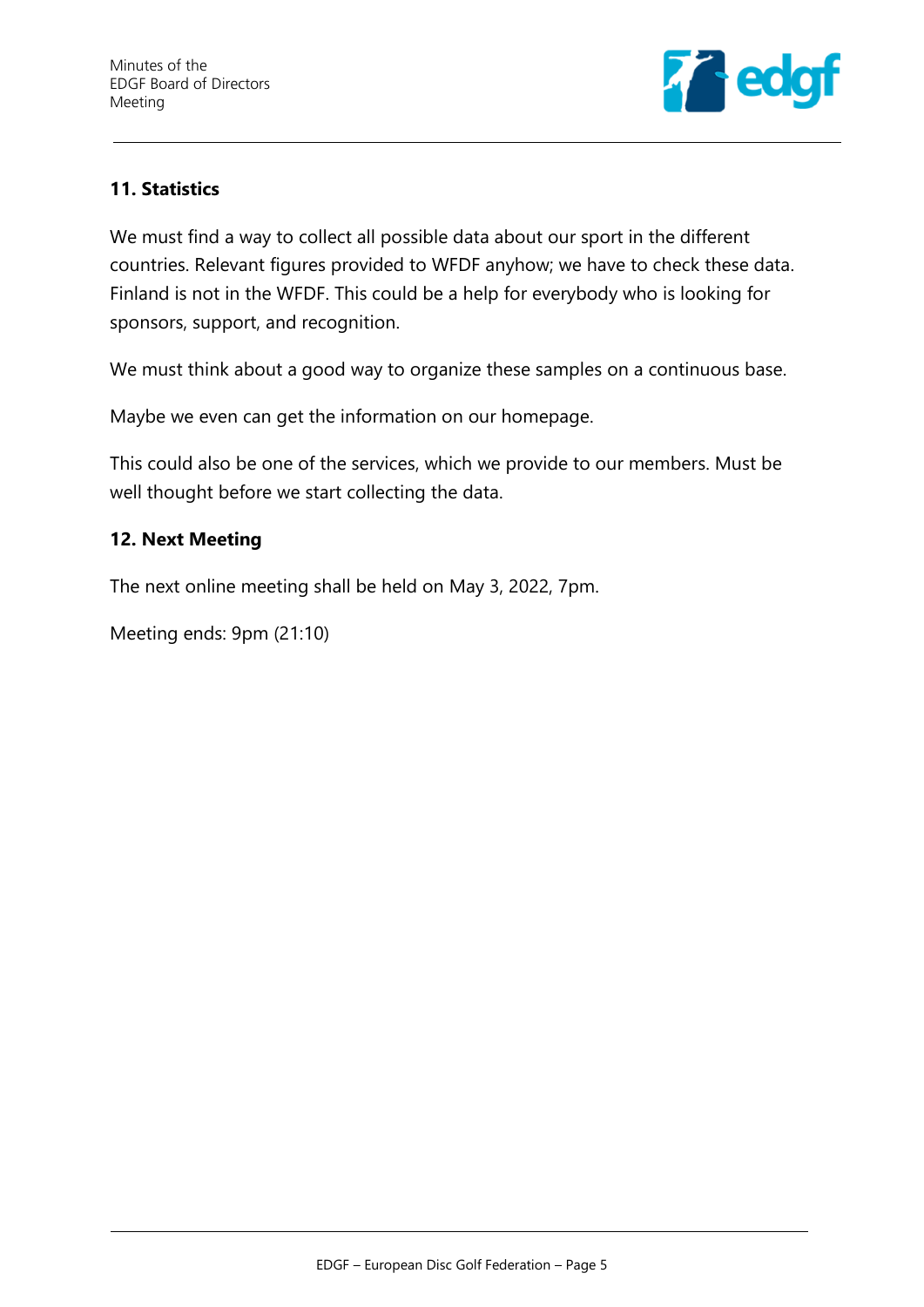## 11. Statistics

We must find a way to collect all possible data about our sport in the different countries. Relevant figures provided to WFDF anyhow; we have to check these data. Finland is not in the WFDF. This could be a help for everybody who is looking for sponsors, support, and recognition.

We must think about a good way to organize these samples on a continuous base.

Maybe we even can get the information on our homepage.

This could also be one of the services, which we provide to our members. Must be well thought before we start collecting the data.

## 12. Next Meeting

The next online meeting shall be held on May 3, 2022, 7pm.

Meeting ends: 9pm (21:10)